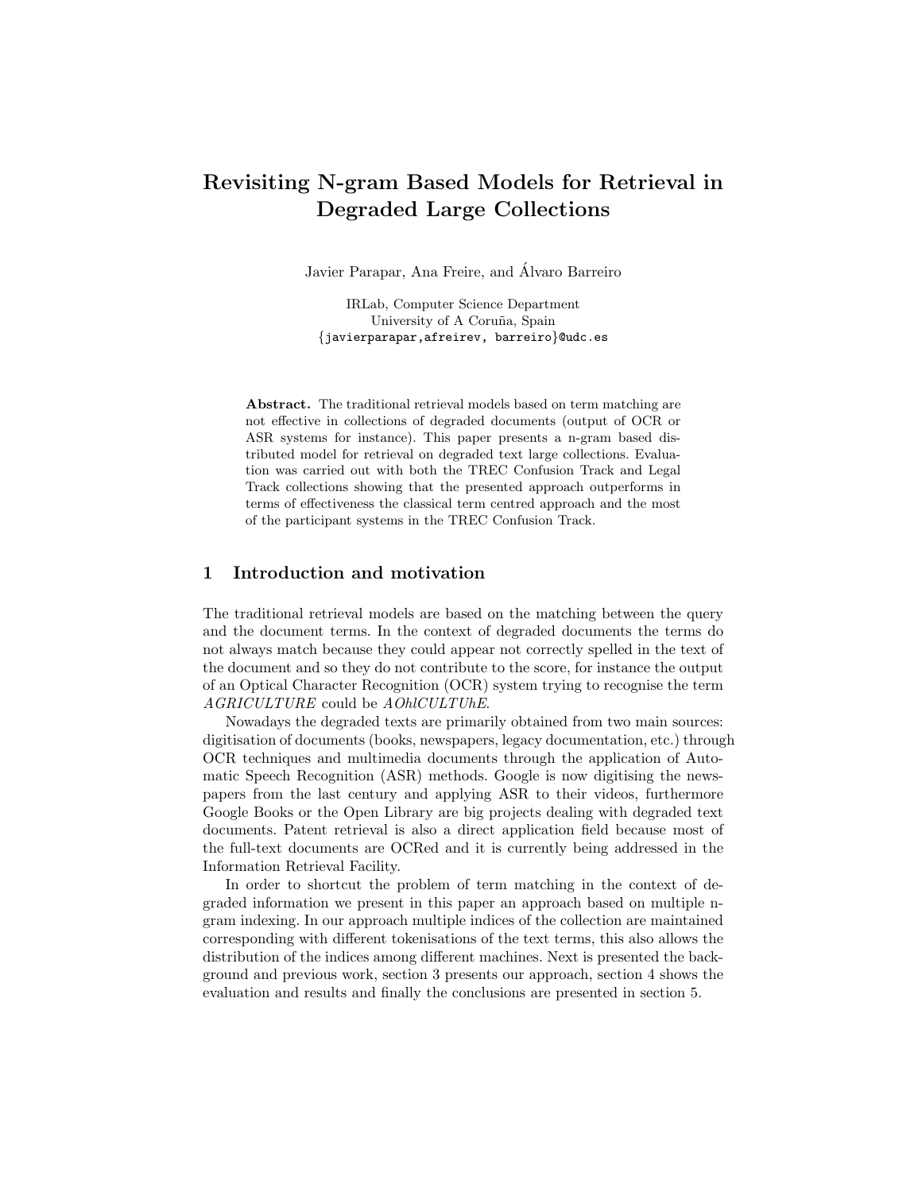# Revisiting N-gram Based Models for Retrieval in Degraded Large Collections

Javier Parapar, Ana Freire, and Álvaro Barreiro

IRLab, Computer Science Department
University of A Coruña, Spain
{javierparapar,afreirev, barreiro}@udc.es

**Abstract.** The traditional retrieval models based on term matching are not effective in collections of degraded documents (output of OCR or ASR systems for instance). This paper presents a n-gram based distributed model for retrieval on degraded text large collections. Evaluation was carried out with both the TREC Confusion Track and Legal Track collections showing that the presented approach outperforms in terms of effectiveness the classical term centred approach and the most of the participant systems in the TREC Confusion Track.

## 1 Introduction and motivation

The traditional retrieval models are based on the matching between the query and the document terms. In the context of degraded documents the terms do not always match because they could appear not correctly spelled in the text of the document and so they do not contribute to the score, for instance the output of an Optical Character Recognition (OCR) system trying to recognise the term *AGRICULTURE* could be *AOhlCULTUhE*.

Nowadays the degraded texts are primarily obtained from two main sources: digitisation of documents (books, newspapers, legacy documentation, etc.) through OCR techniques and multimedia documents through the application of Automatic Speech Recognition (ASR) methods. Google is now digitising the newspapers from the last century and applying ASR to their videos, furthermore Google Books or the Open Library are big projects dealing with degraded text documents. Patent retrieval is also a direct application field because most of the full-text documents are OCRed and it is currently being addressed in the Information Retrieval Facility.

In order to shortcut the problem of term matching in the context of degraded information we present in this paper an approach based on multiple n-gram indexing. In our approach multiple indices of the collection are maintained corresponding with different tokenisations of the text terms, this also allows the distribution of the indices among different machines. Next is presented the background and previous work, section 3 presents our approach, section 4 shows the evaluation and results and finally the conclusions are presented in section 5.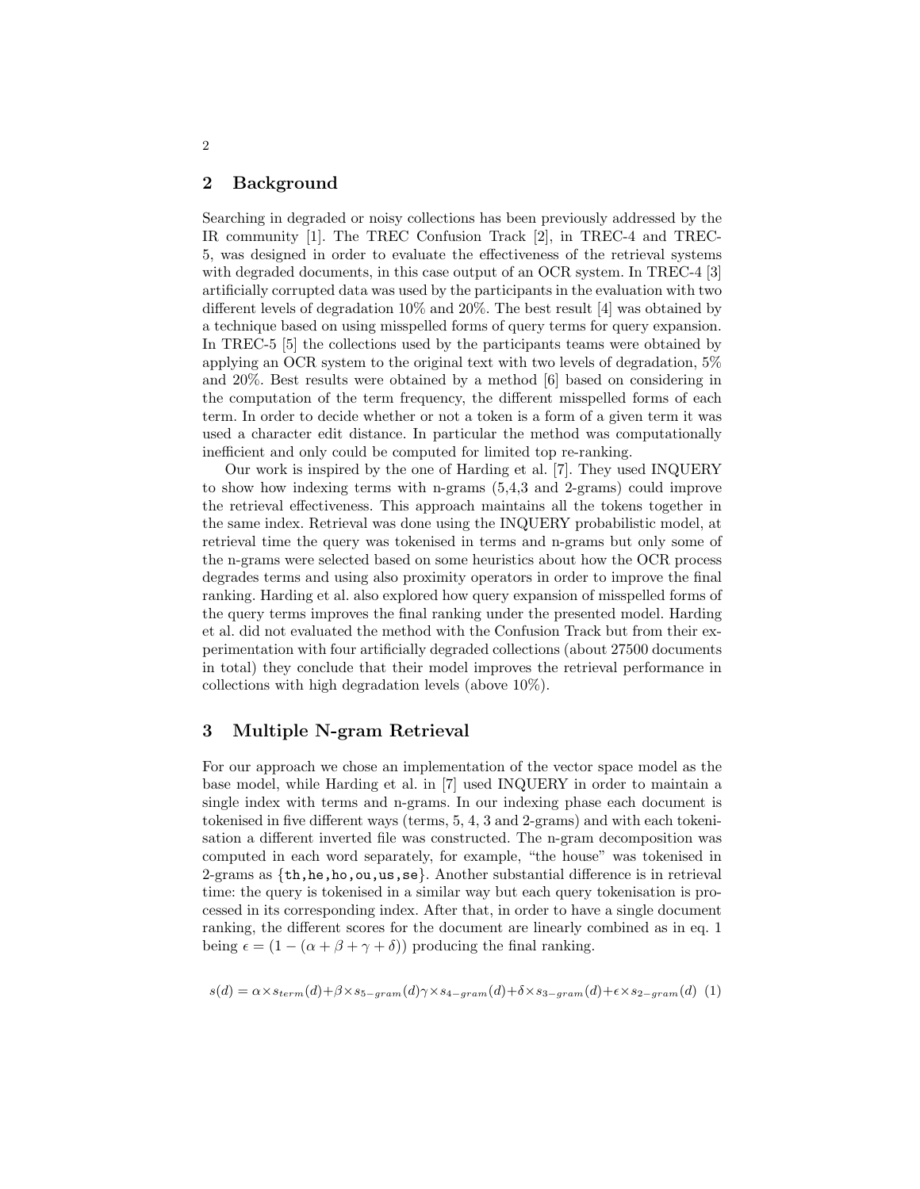## 2 Background

Searching in degraded or noisy collections has been previously addressed by the IR community [1]. The TREC Confusion Track [2], in TREC-4 and TREC-5, was designed in order to evaluate the effectiveness of the retrieval systems with degraded documents, in this case output of an OCR system. In TREC-4 [3] artificially corrupted data was used by the participants in the evaluation with two different levels of degradation 10% and 20%. The best result [4] was obtained by a technique based on using misspelled forms of query terms for query expansion. In TREC-5 [5] the collections used by the participants teams were obtained by applying an OCR system to the original text with two levels of degradation, 5% and 20%. Best results were obtained by a method [6] based on considering in the computation of the term frequency, the different misspelled forms of each term. In order to decide whether or not a token is a form of a given term it was used a character edit distance. In particular the method was computationally inefficient and only could be computed for limited top re-ranking.

Our work is inspired by the one of Harding et al. [7]. They used INQUERY to show how indexing terms with n-grams (5,4,3 and 2-grams) could improve the retrieval effectiveness. This approach maintains all the tokens together in the same index. Retrieval was done using the INQUERY probabilistic model, at retrieval time the query was tokenised in terms and n-grams but only some of the n-grams were selected based on some heuristics about how the OCR process degrades terms and using also proximity operators in order to improve the final ranking. Harding et al. also explored how query expansion of misspelled forms of the query terms improves the final ranking under the presented model. Harding et al. did not evaluated the method with the Confusion Track but from their experimentation with four artificially degraded collections (about 27500 documents in total) they conclude that their model improves the retrieval performance in collections with high degradation levels (above 10%).

## 3 Multiple N-gram Retrieval

For our approach we chose an implementation of the vector space model as the base model, while Harding et al. in [7] used INQUERY in order to maintain a single index with terms and n-grams. In our indexing phase each document is tokenised in five different ways (terms, 5, 4, 3 and 2-grams) and with each tokenisation a different inverted file was constructed. The n-gram decomposition was computed in each word separately, for example, "the house" was tokenised in 2-grams as {th,he,ho,ou,us,se}. Another substantial difference is in retrieval time: the query is tokenised in a similar way but each query tokenisation is processed in its corresponding index. After that, in order to have a single document ranking, the different scores for the document are linearly combined as in eq. 1 being $\epsilon = (1 - (\alpha + \beta + \gamma + \delta))$ producing the final ranking.

$$s(d) = \alpha \times s_{term}(d) + \beta \times s_{5-gram}(d) \gamma \times s_{4-gram}(d) + \delta \times s_{3-gram}(d) + \epsilon \times s_{2-gram}(d) \quad (1)$$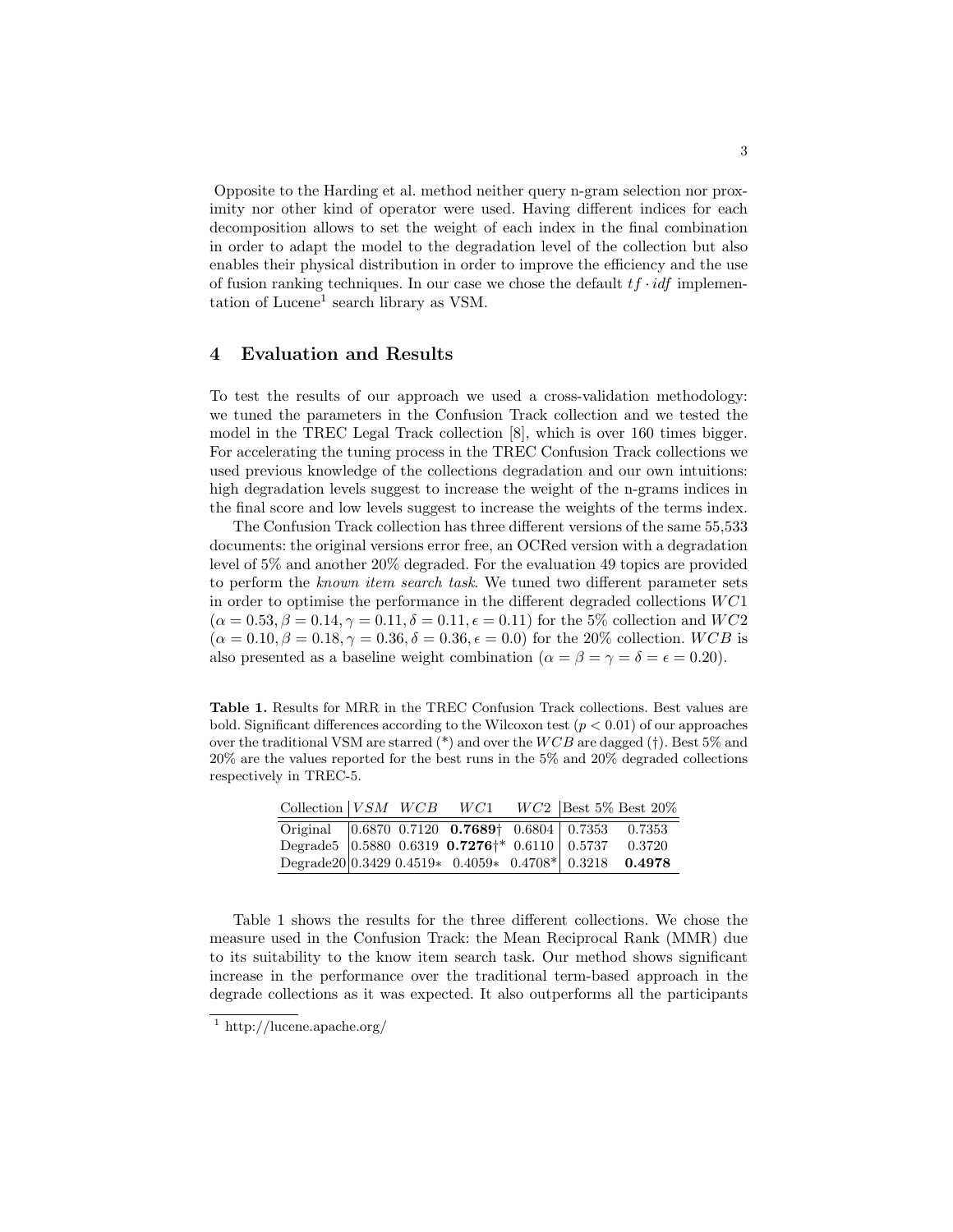Opposite to the Harding et al. method neither query n-gram selection nor proximity nor other kind of operator were used. Having different indices for each decomposition allows to set the weight of each index in the final combination in order to adapt the model to the degradation level of the collection but also enables their physical distribution in order to improve the efficiency and the use of fusion ranking techniques. In our case we chose the default $tf \cdot idf$ implementation of Lucene[1] search library as VSM.

## 4 Evaluation and Results

To test the results of our approach we used a cross-validation methodology: we tuned the parameters in the Confusion Track collection and we tested the model in the TREC Legal Track collection [8], which is over 160 times bigger. For accelerating the tuning process in the TREC Confusion Track collections we used previous knowledge of the collections degradation and our own intuitions: high degradation levels suggest to increase the weight of the n-grams indices in the final score and low levels suggest to increase the weights of the terms index.

The Confusion Track collection has three different versions of the same 55,533 documents: the original versions error free, an OCRed version with a degradation level of 5% and another 20% degraded. For the evaluation 49 topics are provided to perform the *known item search task*. We tuned two different parameter sets in order to optimise the performance in the different degraded collections $WC1$ ($\alpha = 0.53, \beta = 0.14, \gamma = 0.11, \delta = 0.11, \epsilon = 0.11$) for the 5% collection and $WC2$ ($\alpha = 0.10, \beta = 0.18, \gamma = 0.36, \delta = 0.36, \epsilon = 0.0$) for the 20% collection. $WCB$ is also presented as a baseline weight combination ($\alpha = \beta = \gamma = \delta = \epsilon = 0.20$).

**Table 1.** Results for MRR in the TREC Confusion Track collections. Best values are bold. Significant differences according to the Wilcoxon test ($p < 0.01$) of our approaches over the traditional VSM are starred (*) and over the $WCB$ are dagged (†). Best 5% and 20% are the values reported for the best runs in the 5% and 20% degraded collections respectively in TREC-5.

| Collection | $VSM$ | $WCB$ | $WC1$ | $WC2$ | Best 5% | Best 20% |
|---|---|---|---|---|---|---|
| Original | 0.6870 | 0.7120 | **0.7689**† | 0.6804 | 0.7353 | 0.7353 |
| Degrade5 | 0.5880 | 0.6319 | **0.7276**†* | 0.6110 | 0.5737 | 0.3720 |
| Degrade20 | 0.3429 | 0.4519* | 0.4059* | 0.4708* | 0.3218 | **0.4978** |

Table 1 shows the results for the three different collections. We chose the measure used in the Confusion Track: the Mean Reciprocal Rank (MMR) due to its suitability to the know item search task. Our method shows significant increase in the performance over the traditional term-based approach in the degrade collections as it was expected. It also outperforms all the participants

[1] http://lucene.apache.org/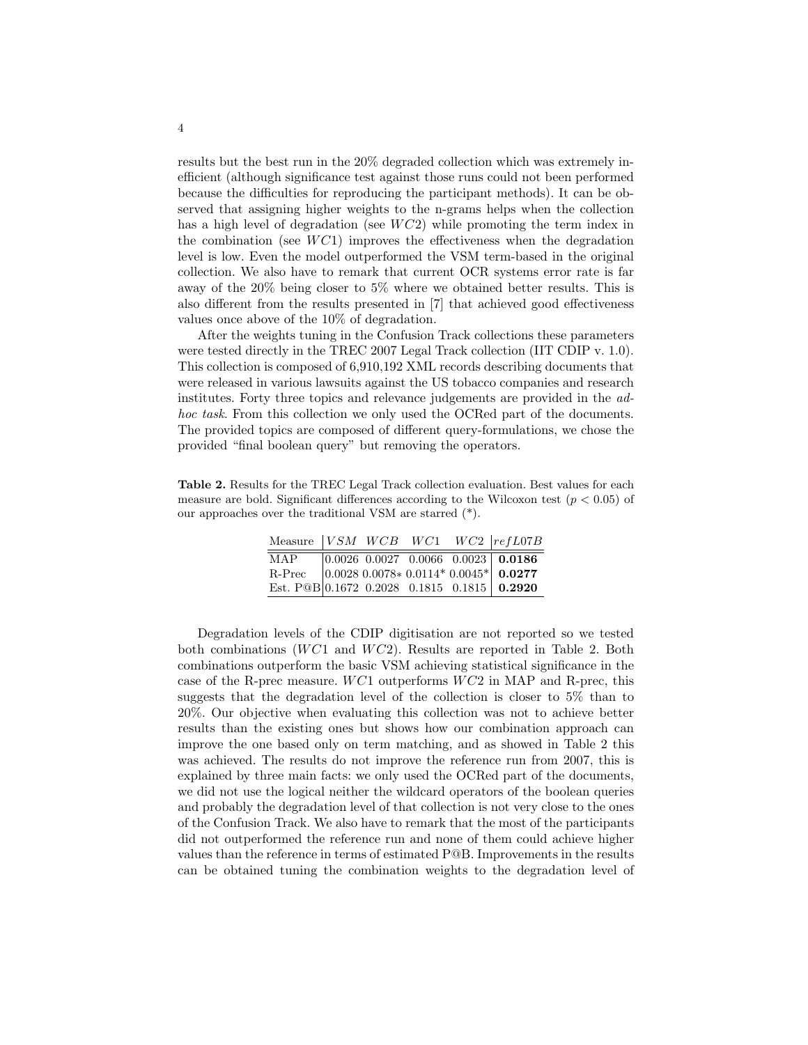results but the best run in the 20% degraded collection which was extremely inefficient (although significance test against those runs could not been performed because the difficulties for reproducing the participant methods). It can be observed that assigning higher weights to the n-grams helps when the collection has a high level of degradation (see $WC2$) while promoting the term index in the combination (see $WC1$) improves the effectiveness when the degradation level is low. Even the model outperformed the VSM term-based in the original collection. We also have to remark that current OCR systems error rate is far away of the 20% being closer to 5% where we obtained better results. This is also different from the results presented in [7] that achieved good effectiveness values once above of the 10% of degradation.

After the weights tuning in the Confusion Track collections these parameters were tested directly in the TREC 2007 Legal Track collection (IIT CDIP v. 1.0). This collection is composed of 6,910,192 XML records describing documents that were released in various lawsuits against the US tobacco companies and research institutes. Forty three topics and relevance judgements are provided in the *ad-hoc task*. From this collection we only used the OCRed part of the documents. The provided topics are composed of different query-formulations, we chose the provided "final boolean query" but removing the operators.

**Table 2.** Results for the TREC Legal Track collection evaluation. Best values for each measure are bold. Significant differences according to the Wilcoxon test ($p < 0.05$) of our approaches over the traditional VSM are starred (*).

| Measure | $VSM$ | $WCB$ | $WC1$ | $WC2$ | $refL07B$ |
|---|---|---|---|---|---|
| MAP | 0.0026 | 0.0027 | 0.0066 | 0.0023 | **0.0186** |
| R-Prec | 0.0028 | 0.0078* | 0.0114* | 0.0045* | **0.0277** |
| Est. P@B | 0.1672 | 0.2028 | 0.1815 | 0.1815 | **0.2920** |

Degradation levels of the CDIP digitisation are not reported so we tested both combinations ($WC1$ and $WC2$). Results are reported in Table 2. Both combinations outperform the basic VSM achieving statistical significance in the case of the R-prec measure. $WC1$ outperforms $WC2$ in MAP and R-prec, this suggests that the degradation level of the collection is closer to 5% than to 20%. Our objective when evaluating this collection was not to achieve better results than the existing ones but shows how our combination approach can improve the one based only on term matching, and as showed in Table 2 this was achieved. The results do not improve the reference run from 2007, this is explained by three main facts: we only used the OCRed part of the documents, we did not use the logical neither the wildcard operators of the boolean queries and probably the degradation level of that collection is not very close to the ones of the Confusion Track. We also have to remark that the most of the participants did not outperformed the reference run and none of them could achieve higher values than the reference in terms of estimated P@B. Improvements in the results can be obtained tuning the combination weights to the degradation level of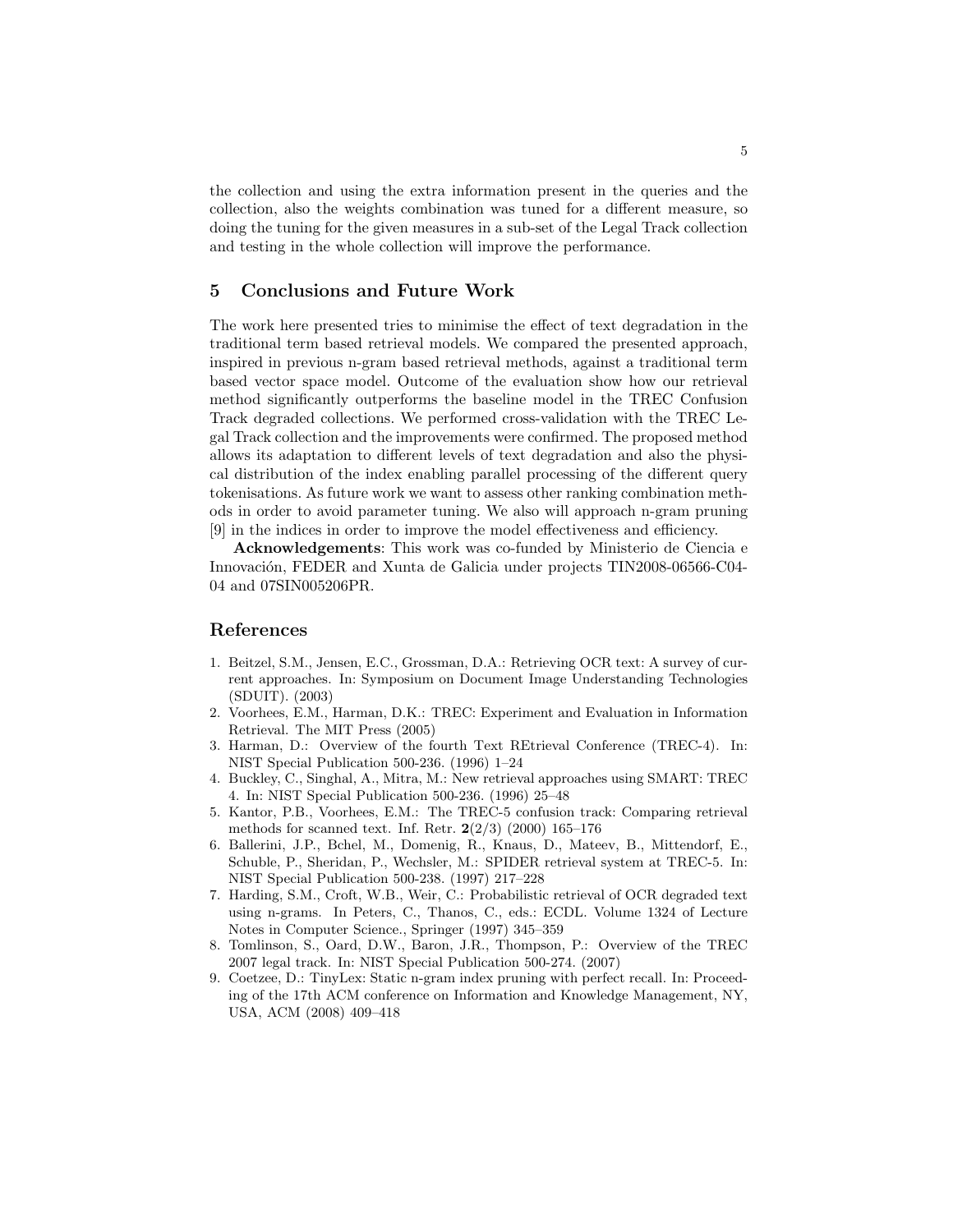the collection and using the extra information present in the queries and the collection, also the weights combination was tuned for a different measure, so doing the tuning for the given measures in a sub-set of the Legal Track collection and testing in the whole collection will improve the performance.

## 5 Conclusions and Future Work

The work here presented tries to minimise the effect of text degradation in the traditional term based retrieval models. We compared the presented approach, inspired in previous n-gram based retrieval methods, against a traditional term based vector space model. Outcome of the evaluation show how our retrieval method significantly outperforms the baseline model in the TREC Confusion Track degraded collections. We performed cross-validation with the TREC Legal Track collection and the improvements were confirmed. The proposed method allows its adaptation to different levels of text degradation and also the physical distribution of the index enabling parallel processing of the different query tokenisations. As future work we want to assess other ranking combination methods in order to avoid parameter tuning. We also will approach n-gram pruning [9] in the indices in order to improve the model effectiveness and efficiency.

**Acknowledgements**: This work was co-funded by Ministerio de Ciencia e Innovación, FEDER and Xunta de Galicia under projects TIN2008-06566-C04-04 and 07SIN005206PR.

## References

1. Beitzel, S.M., Jensen, E.C., Grossman, D.A.: Retrieving OCR text: A survey of current approaches. In: Symposium on Document Image Understanding Technologies (SDUIT). (2003)
2. Voorhees, E.M., Harman, D.K.: TREC: Experiment and Evaluation in Information Retrieval. The MIT Press (2005)
3. Harman, D.: Overview of the fourth Text REtrieval Conference (TREC-4). In: NIST Special Publication 500-236. (1996) 1–24
4. Buckley, C., Singhal, A., Mitra, M.: New retrieval approaches using SMART: TREC 4. In: NIST Special Publication 500-236. (1996) 25–48
5. Kantor, P.B., Voorhees, E.M.: The TREC-5 confusion track: Comparing retrieval methods for scanned text. Inf. Retr. **2**(2/3) (2000) 165–176
6. Ballerini, J.P., Bchel, M., Domenig, R., Knaus, D., Mateev, B., Mittendorf, E., Schuble, P., Sheridan, P., Wechsler, M.: SPIDER retrieval system at TREC-5. In: NIST Special Publication 500-238. (1997) 217–228
7. Harding, S.M., Croft, W.B., Weir, C.: Probabilistic retrieval of OCR degraded text using n-grams. In Peters, C., Thanos, C., eds.: ECDL. Volume 1324 of Lecture Notes in Computer Science., Springer (1997) 345–359
8. Tomlinson, S., Oard, D.W., Baron, J.R., Thompson, P.: Overview of the TREC 2007 legal track. In: NIST Special Publication 500-274. (2007)
9. Coetzee, D.: TinyLex: Static n-gram index pruning with perfect recall. In: Proceeding of the 17th ACM conference on Information and Knowledge Management, NY, USA, ACM (2008) 409–418